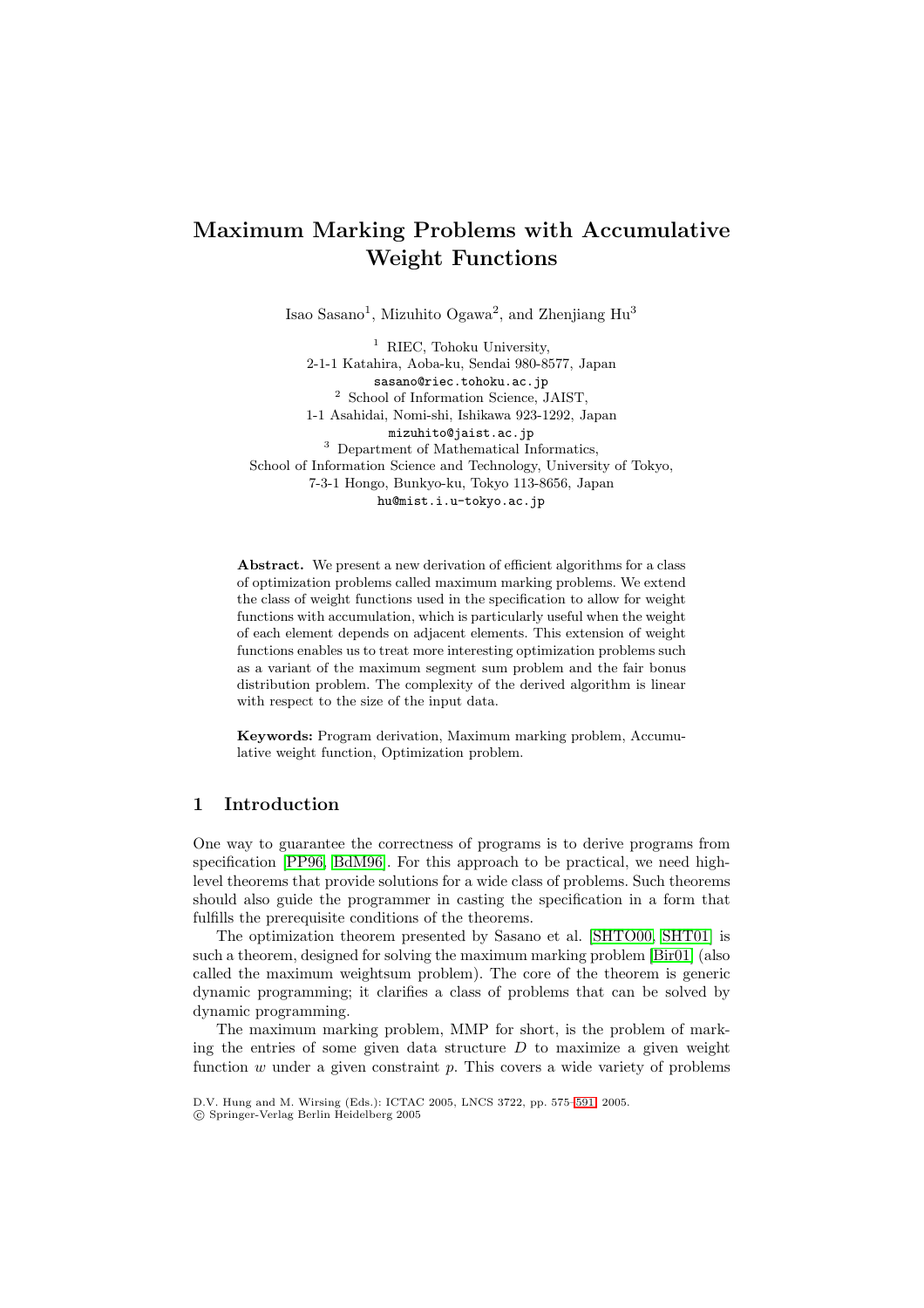# Maximum Marking Problems with Accumulative Weight Functions

Isao Sasano[1], Mizuhito Ogawa[2], and Zhenjiang Hu[3]

[1] RIEC, Tohoku University,
2-1-1 Katahira, Aoba-ku, Sendai 980-8577, Japan
sasano@riec.tohoku.ac.jp

[2] School of Information Science, JAIST,
1-1 Asahidai, Nomi-shi, Ishikawa 923-1292, Japan
mizuhito@jaist.ac.jp

[3] Department of Mathematical Informatics,
School of Information Science and Technology, University of Tokyo,
7-3-1 Hongo, Bunkyo-ku, Tokyo 113-8656, Japan
hu@mist.i.u-tokyo.ac.jp

**Abstract.** We present a new derivation of efficient algorithms for a class of optimization problems called maximum marking problems. We extend the class of weight functions used in the specification to allow for weight functions with accumulation, which is particularly useful when the weight of each element depends on adjacent elements. This extension of weight functions enables us to treat more interesting optimization problems such as a variant of the maximum segment sum problem and the fair bonus distribution problem. The complexity of the derived algorithm is linear with respect to the size of the input data.

**Keywords:** Program derivation, Maximum marking problem, Accumulative weight function, Optimization problem.

## 1 Introduction

One way to guarantee the correctness of programs is to derive programs from specification [PP96, BdM96]. For this approach to be practical, we need high-level theorems that provide solutions for a wide class of problems. Such theorems should also guide the programmer in casting the specification in a form that fulfills the prerequisite conditions of the theorems.

The optimization theorem presented by Sasano et al. [SHTO00, SHT01] is such a theorem, designed for solving the maximum marking problem [Bir01] (also called the maximum weightsum problem). The core of the theorem is generic dynamic programming; it clarifies a class of problems that can be solved by dynamic programming.

The maximum marking problem, MMP for short, is the problem of marking the entries of some given data structure $D$ to maximize a given weight function $w$ under a given constraint $p$. This covers a wide variety of problems

D.V. Hung and M. Wirsing (Eds.): ICTAC 2005, LNCS 3722, pp. 575–591, 2005.
© Springer-Verlag Berlin Heidelberg 2005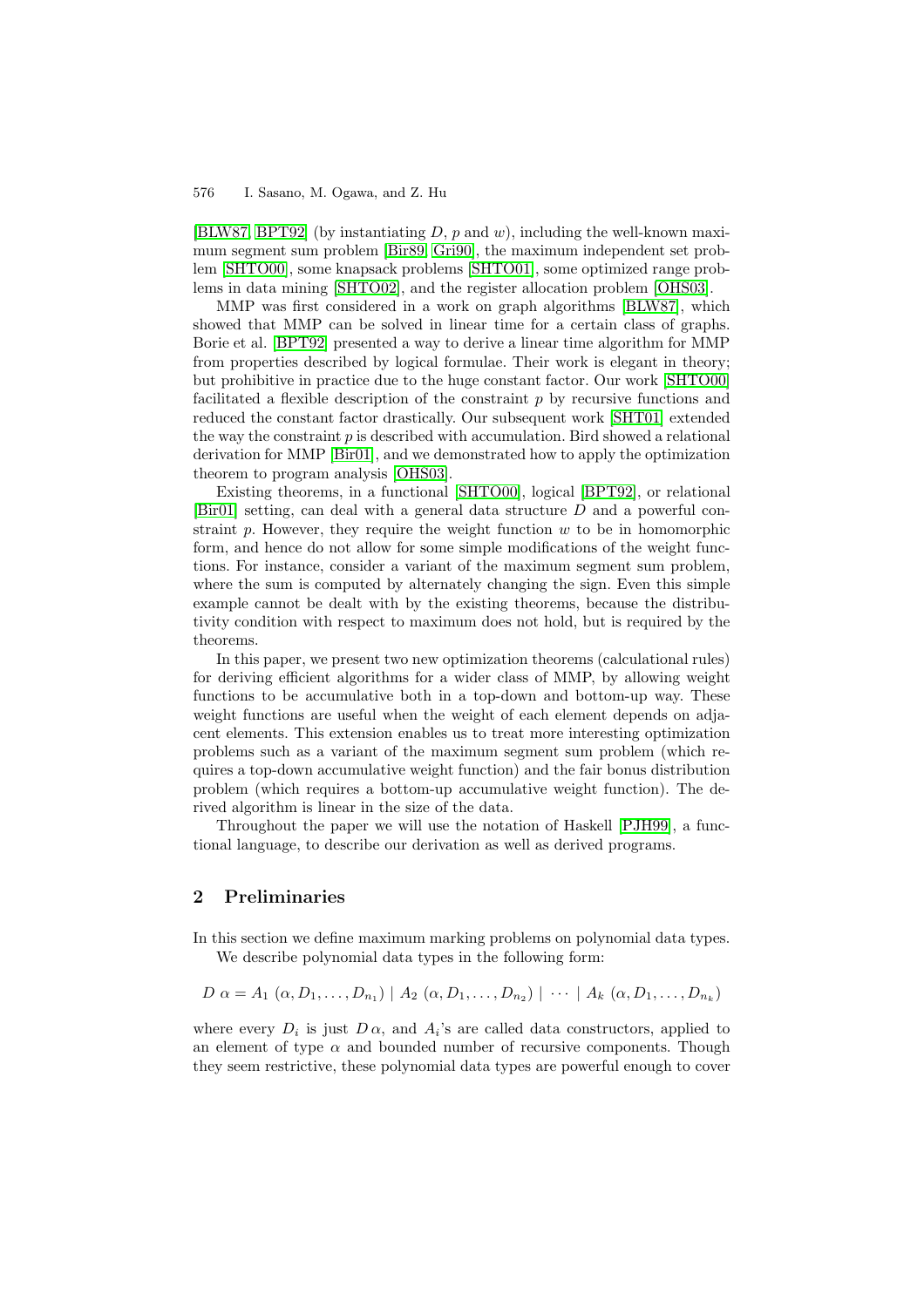[BLW87, BPT92] (by instantiating $D$, $p$ and $w$), including the well-known maximum segment sum problem [Bir89, Gri90], the maximum independent set problem [SHTO00], some knapsack problems [SHTO01], some optimized range problems in data mining [SHTO02], and the register allocation problem [OHS03].

MMP was first considered in a work on graph algorithms [BLW87], which showed that MMP can be solved in linear time for a certain class of graphs. Borie et al. [BPT92] presented a way to derive a linear time algorithm for MMP from properties described by logical formulae. Their work is elegant in theory; but prohibitive in practice due to the huge constant factor. Our work [SHTO00] facilitated a flexible description of the constraint $p$ by recursive functions and reduced the constant factor drastically. Our subsequent work [SHT01] extended the way the constraint $p$ is described with accumulation. Bird showed a relational derivation for MMP [Bir01], and we demonstrated how to apply the optimization theorem to program analysis [OHS03].

Existing theorems, in a functional [SHTO00], logical [BPT92], or relational [Bir01] setting, can deal with a general data structure $D$ and a powerful constraint $p$. However, they require the weight function $w$ to be in homomorphic form, and hence do not allow for some simple modifications of the weight functions. For instance, consider a variant of the maximum segment sum problem, where the sum is computed by alternately changing the sign. Even this simple example cannot be dealt with by the existing theorems, because the distributivity condition with respect to maximum does not hold, but is required by the theorems.

In this paper, we present two new optimization theorems (calculational rules) for deriving efficient algorithms for a wider class of MMP, by allowing weight functions to be accumulative both in a top-down and bottom-up way. These weight functions are useful when the weight of each element depends on adjacent elements. This extension enables us to treat more interesting optimization problems such as a variant of the maximum segment sum problem (which requires a top-down accumulative weight function) and the fair bonus distribution problem (which requires a bottom-up accumulative weight function). The derived algorithm is linear in the size of the data.

Throughout the paper we will use the notation of Haskell [PJH99], a functional language, to describe our derivation as well as derived programs.

## 2 Preliminaries

In this section we define maximum marking problems on polynomial data types.

We describe polynomial data types in the following form:

$$D\ \alpha = A_1\ (\alpha, D_1, \ldots, D_{n_1}) \mid A_2\ (\alpha, D_1, \ldots, D_{n_2}) \mid \cdots \mid A_k\ (\alpha, D_1, \ldots, D_{n_k})$$

where every $D_i$ is just $D\,\alpha$, and $A_i$'s are called data constructors, applied to an element of type $\alpha$ and bounded number of recursive components. Though they seem restrictive, these polynomial data types are powerful enough to cover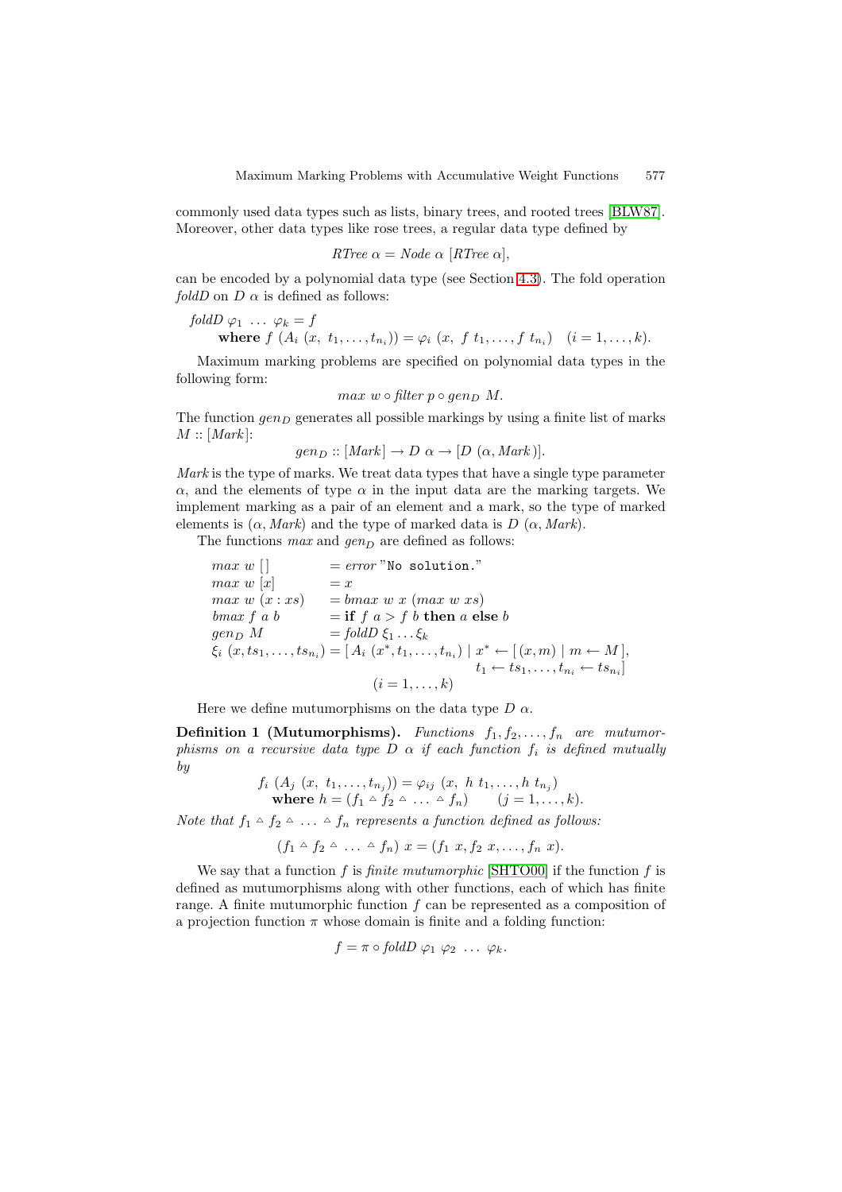commonly used data types such as lists, binary trees, and rooted trees [BLW87]. Moreover, other data types like rose trees, a regular data type defined by

$$RTree\ \alpha = Node\ \alpha\ [RTree\ \alpha],$$

can be encoded by a polynomial data type (see Section 4.3). The fold operation *foldD* on $D\ \alpha$ is defined as follows:

$$\begin{aligned}
&foldD\ \varphi_1\ \ldots\ \varphi_k = f \\
&\quad \textbf{where}\ f\ (A_i\ (x,\ t_1, \ldots, t_{n_i})) = \varphi_i\ (x,\ f\ t_1, \ldots, f\ t_{n_i}) \quad (i = 1, \ldots, k).
\end{aligned}$$

Maximum marking problems are specified on polynomial data types in the following form:

$$max\ w \circ filter\ p \circ gen_D\ M.$$

The function $gen_D$ generates all possible markings by using a finite list of marks $M :: [Mark]$:

$$gen_D :: [Mark] \to D\ \alpha \to [D\ (\alpha, Mark)].$$

*Mark* is the type of marks. We treat data types that have a single type parameter $\alpha$, and the elements of type $\alpha$ in the input data are the marking targets. We implement marking as a pair of an element and a mark, so the type of marked elements is $(\alpha, Mark)$ and the type of marked data is $D\ (\alpha, Mark)$.

The functions *max* and $gen_D$ are defined as follows:

$$\begin{aligned}
&max\ w\ [\,] &&= error\ \texttt{"No solution."} \\
&max\ w\ [x] &&= x \\
&max\ w\ (x : xs) &&= bmax\ w\ x\ (max\ w\ xs) \\
&bmax\ f\ a\ b &&= \textbf{if}\ f\ a > f\ b\ \textbf{then}\ a\ \textbf{else}\ b \\
&gen_D\ M &&= foldD\ \xi_1 \ldots \xi_k \\
&\xi_i\ (x, ts_1, \ldots, ts_{n_i}) &&= [\,A_i\ (x^*, t_1, \ldots, t_{n_i}) \mid x^* \leftarrow [\,(x, m) \mid m \leftarrow M\,], \\
& && \qquad\qquad\qquad\qquad\qquad t_1 \leftarrow ts_1, \ldots, t_{n_i} \leftarrow ts_{n_i}] \\
& && \qquad (i = 1, \ldots, k)
\end{aligned}$$

Here we define mutumorphisms on the data type $D\ \alpha$.

**Definition 1 (Mutumorphisms).** *Functions $f_1, f_2, \ldots, f_n$ are mutumorphisms on a recursive data type $D\ \alpha$ if each function $f_i$ is defined mutually by*

$$\begin{aligned}
&f_i\ (A_j\ (x,\ t_1, \ldots, t_{n_j})) = \varphi_{ij}\ (x,\ h\ t_1, \ldots, h\ t_{n_j}) \\
&\quad \textbf{where}\ h = (f_1 \vartriangle f_2 \vartriangle \ldots \vartriangle f_n) \qquad (j = 1, \ldots, k).
\end{aligned}$$

*Note that $f_1 \vartriangle f_2 \vartriangle \ldots \vartriangle f_n$ represents a function defined as follows:*

$$(f_1 \vartriangle f_2 \vartriangle \ldots \vartriangle f_n)\ x = (f_1\ x, f_2\ x, \ldots, f_n\ x).$$

We say that a function $f$ is *finite mutumorphic* [SHTO00] if the function $f$ is defined as mutumorphisms along with other functions, each of which has finite range. A finite mutumorphic function $f$ can be represented as a composition of a projection function $\pi$ whose domain is finite and a folding function:

$$f = \pi \circ foldD\ \varphi_1\ \varphi_2\ \ldots\ \varphi_k.$$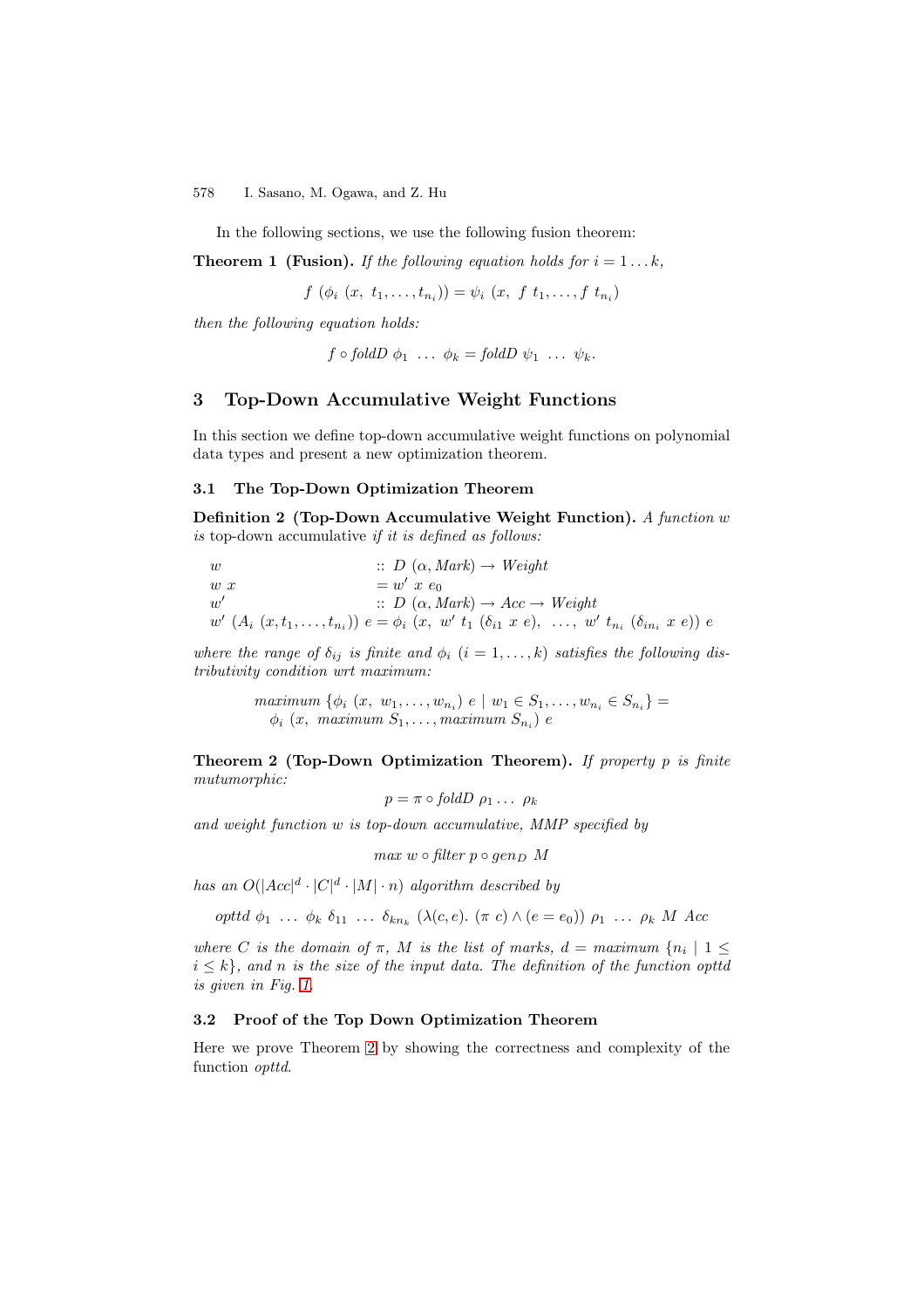In the following sections, we use the following fusion theorem:

**Theorem 1 (Fusion).** *If the following equation holds for $i = 1 \ldots k$,*

$$f\ (\phi_i\ (x,\ t_1, \ldots, t_{n_i})) = \psi_i\ (x,\ f\ t_1, \ldots, f\ t_{n_i})$$

*then the following equation holds:*

$$f \circ \mathit{foldD}\ \phi_1\ \ldots\ \phi_k = \mathit{foldD}\ \psi_1\ \ldots\ \psi_k.$$

## 3 Top-Down Accumulative Weight Functions

In this section we define top-down accumulative weight functions on polynomial data types and present a new optimization theorem.

### 3.1 The Top-Down Optimization Theorem

**Definition 2 (Top-Down Accumulative Weight Function).** *A function $w$ is* top-down accumulative *if it is defined as follows:*

$$\begin{array}{ll}
w & :: D\ (\alpha, \mathit{Mark}) \rightarrow \mathit{Weight} \\
w\ x & = w'\ x\ e_0 \\
w' & :: D\ (\alpha, \mathit{Mark}) \rightarrow \mathit{Acc} \rightarrow \mathit{Weight} \\
w'\ (A_i\ (x, t_1, \ldots, t_{n_i}))\ e & = \phi_i\ (x,\ w'\ t_1\ (\delta_{i1}\ x\ e),\ \ \ldots,\ w'\ t_{n_i}\ (\delta_{in_i}\ x\ e))\ e
\end{array}$$

*where the range of $\delta_{ij}$ is finite and $\phi_i$ $(i = 1, \ldots, k)$ satisfies the following distributivity condition wrt maximum:*

$$\begin{array}{l}
\mathit{maximum}\ \{\phi_i\ (x,\ w_1, \ldots, w_{n_i})\ e \mid w_1 \in S_1, \ldots, w_{n_i} \in S_{n_i}\} = \\
\quad \phi_i\ (x,\ \mathit{maximum}\ S_1, \ldots, \mathit{maximum}\ S_{n_i})\ e
\end{array}$$

**Theorem 2 (Top-Down Optimization Theorem).** *If property $p$ is finite mutumorphic:*

$$p = \pi \circ \mathit{foldD}\ \rho_1 \ldots\ \rho_k$$

*and weight function $w$ is top-down accumulative, MMP specified by*

$$\mathit{max}\ w \circ \mathit{filter}\ p \circ \mathit{gen}_D\ M$$

*has an $O(|\mathit{Acc}|^d \cdot |C|^d \cdot |M| \cdot n)$ algorithm described by*

$$\mathit{opttd}\ \phi_1\ \ldots\ \phi_k\ \delta_{11}\ \ldots\ \delta_{kn_k}\ (\lambda(c, e).\ (\pi\ c) \wedge (e = e_0))\ \rho_1\ \ldots\ \rho_k\ M\ \mathit{Acc}$$

*where $C$ is the domain of $\pi$, $M$ is the list of marks, $d = \mathit{maximum}\ \{n_i \mid 1 \leq i \leq k\}$, and $n$ is the size of the input data. The definition of the function opttd is given in Fig. 1.*

### 3.2 Proof of the Top Down Optimization Theorem

Here we prove Theorem 2 by showing the correctness and complexity of the function *opttd*.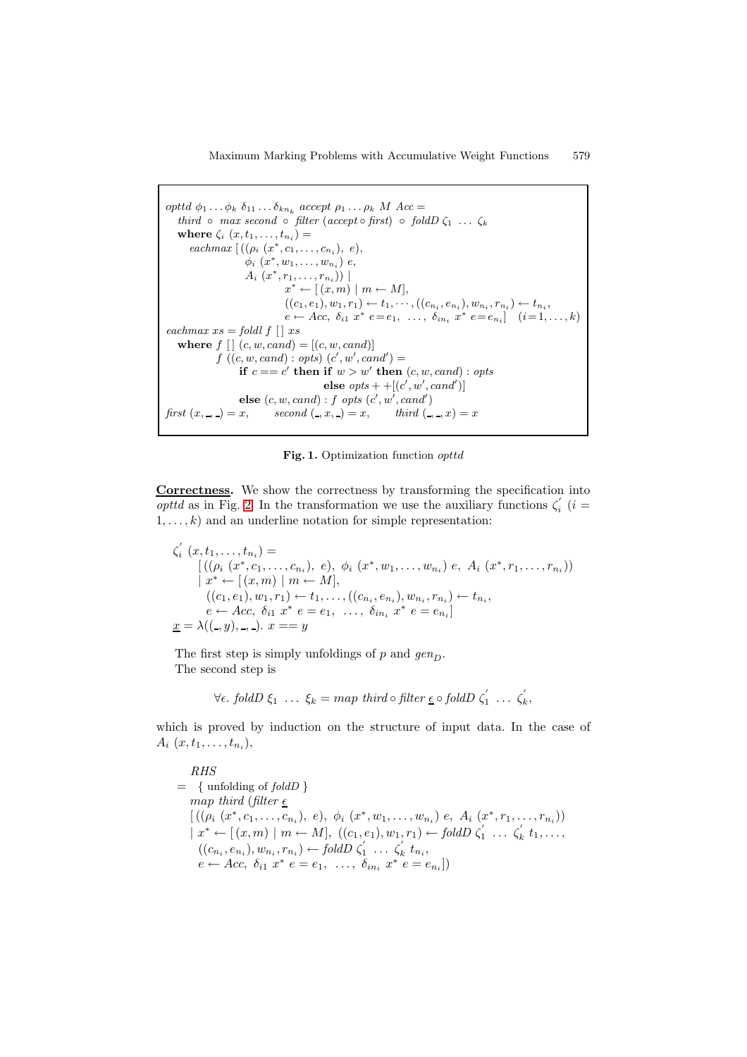$$
\begin{array}{l}
\textit{opttd}\ \phi_1 \ldots \phi_k\ \delta_{11} \ldots \delta_{kn_k}\ \textit{accept}\ \rho_1 \ldots \rho_k\ M\ \textit{Acc} = \\
\quad \textit{third} \circ \textit{max second} \circ \textit{filter}\ (\textit{accept} \circ \textit{first}) \circ \textit{foldD}\ \zeta_1\ \ldots\ \zeta_k \\
\quad \textbf{where}\ \zeta_i\ (x, t_1, \ldots, t_{n_i}) = \\
\qquad \textit{eachmax}\ [\,((\rho_i\ (x^*, c_1, \ldots, c_{n_i}),\ e), \\
\qquad\qquad\quad \phi_i\ (x^*, w_1, \ldots, w_{n_i})\ e, \\
\qquad\qquad\quad A_i\ (x^*, r_1, \ldots, r_{n_i}))\ | \\
\qquad\qquad\qquad x^* \leftarrow [\,(x, m)\ |\ m \leftarrow M], \\
\qquad\qquad\qquad ((c_1, e_1), w_1, r_1) \leftarrow t_1, \cdots, ((c_{n_i}, e_{n_i}), w_{n_i}, r_{n_i}) \leftarrow t_{n_i}, \\
\qquad\qquad\qquad e \leftarrow \textit{Acc},\ \delta_{i1}\ x^*\ e = e_1,\ \ldots,\ \delta_{in_i}\ x^*\ e = e_{n_i}]\quad (i = 1, \ldots, k) \\
\textit{eachmax}\ xs = \textit{foldl}\ f\ [\,]\ xs \\
\quad \textbf{where}\ f\ [\,]\ (c, w, \textit{cand}) = [(c, w, \textit{cand})] \\
\qquad\quad f\ ((c, w, \textit{cand}) : \textit{opts})\ (c', w', \textit{cand}') = \\
\qquad\qquad \textbf{if}\ c == c'\ \textbf{then if}\ w > w'\ \textbf{then}\ (c, w, \textit{cand}) : \textit{opts} \\
\qquad\qquad\qquad\qquad\qquad\qquad \textbf{else}\ \textit{opts} +\!+ [(c', w', \textit{cand}')] \\
\qquad\qquad \textbf{else}\ (c, w, \textit{cand}) : f\ \textit{opts}\ (c', w', \textit{cand}') \\
\textit{first}\ (x, \_, \_) = x, \qquad \textit{second}\ (\_, x, \_) = x, \qquad \textit{third}\ (\_, \_, x) = x
\end{array}
$$

**Fig. 1.** Optimization function *opttd*

**Correctness.** We show the correctness by transforming the specification into *opttd* as in Fig. 2. In the transformation we use the auxiliary functions $\zeta_i'$ ($i = 1, \ldots, k$) and an underline notation for simple representation:

$$
\begin{array}{l}
\zeta_i'\ (x, t_1, \ldots, t_{n_i}) = \\
\quad [\,((\rho_i\ (x^*, c_1, \ldots, c_{n_i}),\ e),\ \phi_i\ (x^*, w_1, \ldots, w_{n_i})\ e,\ A_i\ (x^*, r_1, \ldots, r_{n_i})) \\
\quad |\ x^* \leftarrow [\,(x, m)\ |\ m \leftarrow M], \\
\qquad ((c_1, e_1), w_1, r_1) \leftarrow t_1, \ldots, ((c_{n_i}, e_{n_i}), w_{n_i}, r_{n_i}) \leftarrow t_{n_i}, \\
\qquad e \leftarrow \textit{Acc},\ \delta_{i1}\ x^*\ e = e_1,\ \ \ldots,\ \delta_{in_i}\ x^*\ e = e_{n_i}] \\
\underline{x} = \lambda((\_, y), \_, \_).\ x == y
\end{array}
$$

The first step is simply unfoldings of $p$ and $gen_D$.

The second step is

$$
\forall \epsilon.\ \textit{foldD}\ \xi_1\ \ldots\ \xi_k = \textit{map third} \circ \textit{filter}\ \underline{\epsilon} \circ \textit{foldD}\ \zeta_1'\ \ldots\ \zeta_k',
$$

which is proved by induction on the structure of input data. In the case of $A_i\ (x, t_1, \ldots, t_{n_i})$,

$$
\begin{array}{l}
\quad \textit{RHS} \\
= \ \{\ \text{unfolding of}\ \textit{foldD}\ \} \\
\quad \textit{map third}\ (\textit{filter}\ \underline{\epsilon} \\
\quad [\,((\rho_i\ (x^*, c_1, \ldots, c_{n_i}),\ e),\ \phi_i\ (x^*, w_1, \ldots, w_{n_i})\ e,\ A_i\ (x^*, r_1, \ldots, r_{n_i})) \\
\quad |\ x^* \leftarrow [\,(x, m)\ |\ m \leftarrow M],\ ((c_1, e_1), w_1, r_1) \leftarrow \textit{foldD}\ \zeta_1'\ \ldots\ \zeta_k'\ t_1, \ldots, \\
\qquad ((c_{n_i}, e_{n_i}), w_{n_i}, r_{n_i}) \leftarrow \textit{foldD}\ \zeta_1'\ \ldots\ \zeta_k'\ t_{n_i}, \\
\qquad e \leftarrow \textit{Acc},\ \delta_{i1}\ x^*\ e = e_1,\ \ \ldots,\ \delta_{in_i}\ x^*\ e = e_{n_i}])
\end{array}
$$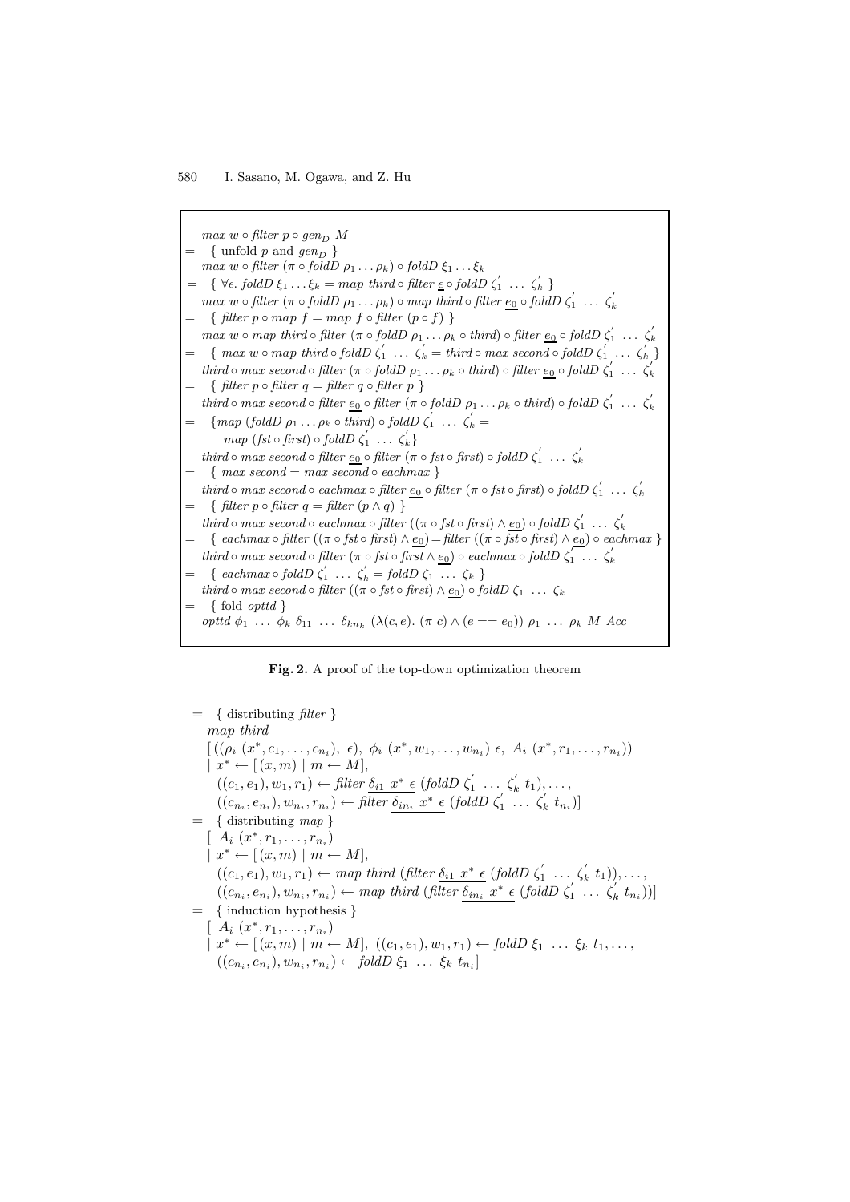$$
\begin{array}{ll}
& \mathit{max}\ w \circ \mathit{filter}\ p \circ \mathit{gen}_D\ M \\
= & \{\ \text{unfold } p \text{ and } \mathit{gen}_D\ \} \\
& \mathit{max}\ w \circ \mathit{filter}\ (\pi \circ \mathit{foldD}\ \rho_1 \ldots \rho_k) \circ \mathit{foldD}\ \xi_1 \ldots \xi_k \\
= & \{\ \forall \epsilon.\ \mathit{foldD}\ \xi_1 \ldots \xi_k = \mathit{map}\ \mathit{third} \circ \mathit{filter}\ \underline{\epsilon} \circ \mathit{foldD}\ \zeta_1' \ \ldots\ \zeta_k'\ \} \\
& \mathit{max}\ w \circ \mathit{filter}\ (\pi \circ \mathit{foldD}\ \rho_1 \ldots \rho_k) \circ \mathit{map}\ \mathit{third} \circ \mathit{filter}\ \underline{e_0} \circ \mathit{foldD}\ \zeta_1' \ \ldots\ \zeta_k' \\
= & \{\ \mathit{filter}\ p \circ \mathit{map}\ f = \mathit{map}\ f \circ \mathit{filter}\ (p \circ f)\ \} \\
& \mathit{max}\ w \circ \mathit{map}\ \mathit{third} \circ \mathit{filter}\ (\pi \circ \mathit{foldD}\ \rho_1 \ldots \rho_k \circ \mathit{third}) \circ \mathit{filter}\ \underline{e_0} \circ \mathit{foldD}\ \zeta_1' \ \ldots\ \zeta_k' \\
= & \{\ \mathit{max}\ w \circ \mathit{map}\ \mathit{third} \circ \mathit{foldD}\ \zeta_1' \ \ldots\ \zeta_k' = \mathit{third} \circ \mathit{max}\ \mathit{second} \circ \mathit{foldD}\ \zeta_1' \ \ldots\ \zeta_k'\ \} \\
& \mathit{third} \circ \mathit{max}\ \mathit{second} \circ \mathit{filter}\ (\pi \circ \mathit{foldD}\ \rho_1 \ldots \rho_k \circ \mathit{third}) \circ \mathit{filter}\ \underline{e_0} \circ \mathit{foldD}\ \zeta_1' \ \ldots\ \zeta_k' \\
= & \{\ \mathit{filter}\ p \circ \mathit{filter}\ q = \mathit{filter}\ q \circ \mathit{filter}\ p\ \} \\
& \mathit{third} \circ \mathit{max}\ \mathit{second} \circ \mathit{filter}\ \underline{e_0} \circ \mathit{filter}\ (\pi \circ \mathit{foldD}\ \rho_1 \ldots \rho_k \circ \mathit{third}) \circ \mathit{foldD}\ \zeta_1' \ \ldots\ \zeta_k' \\
= & \{\mathit{map}\ (\mathit{foldD}\ \rho_1 \ldots \rho_k \circ \mathit{third}) \circ \mathit{foldD}\ \zeta_1' \ \ldots\ \zeta_k' = \\
& \quad \mathit{map}\ (\mathit{fst} \circ \mathit{first}) \circ \mathit{foldD}\ \zeta_1' \ \ldots\ \zeta_k'\} \\
& \mathit{third} \circ \mathit{max}\ \mathit{second} \circ \mathit{filter}\ \underline{e_0} \circ \mathit{filter}\ (\pi \circ \mathit{fst} \circ \mathit{first}) \circ \mathit{foldD}\ \zeta_1' \ \ldots\ \zeta_k' \\
= & \{\ \mathit{max}\ \mathit{second} = \mathit{max}\ \mathit{second} \circ \mathit{eachmax}\ \} \\
& \mathit{third} \circ \mathit{max}\ \mathit{second} \circ \mathit{eachmax} \circ \mathit{filter}\ \underline{e_0} \circ \mathit{filter}\ (\pi \circ \mathit{fst} \circ \mathit{first}) \circ \mathit{foldD}\ \zeta_1' \ \ldots\ \zeta_k' \\
= & \{\ \mathit{filter}\ p \circ \mathit{filter}\ q = \mathit{filter}\ (p \wedge q)\ \} \\
& \mathit{third} \circ \mathit{max}\ \mathit{second} \circ \mathit{eachmax} \circ \mathit{filter}\ ((\pi \circ \mathit{fst} \circ \mathit{first}) \wedge \underline{e_0}) \circ \mathit{foldD}\ \zeta_1' \ \ldots\ \zeta_k' \\
= & \{\ \mathit{eachmax} \circ \mathit{filter}\ ((\pi \circ \mathit{fst} \circ \mathit{first}) \wedge \underline{e_0}) = \mathit{filter}\ ((\pi \circ \mathit{fst} \circ \mathit{first}) \wedge \underline{e_0}) \circ \mathit{eachmax}\ \} \\
& \mathit{third} \circ \mathit{max}\ \mathit{second} \circ \mathit{filter}\ (\pi \circ \mathit{fst} \circ \mathit{first} \wedge \underline{e_0}) \circ \mathit{eachmax} \circ \mathit{foldD}\ \zeta_1' \ \ldots\ \zeta_k' \\
= & \{\ \mathit{eachmax} \circ \mathit{foldD}\ \zeta_1' \ \ldots\ \zeta_k' = \mathit{foldD}\ \zeta_1 \ \ldots\ \zeta_k\ \} \\
& \mathit{third} \circ \mathit{max}\ \mathit{second} \circ \mathit{filter}\ ((\pi \circ \mathit{fst} \circ \mathit{first}) \wedge \underline{e_0}) \circ \mathit{foldD}\ \zeta_1 \ \ldots\ \zeta_k \\
= & \{\ \text{fold } \mathit{opttd}\ \} \\
& \mathit{opttd}\ \phi_1\ \ldots\ \phi_k\ \delta_{11}\ \ldots\ \delta_{kn_k}\ (\lambda(c,e).\ (\pi\ c) \wedge (e == e_0))\ \rho_1\ \ldots\ \rho_k\ M\ \mathit{Acc}
\end{array}
$$

**Fig. 2.** A proof of the top-down optimization theorem

$$
\begin{array}{ll}
= & \{\ \text{distributing } \mathit{filter}\ \} \\
& \mathit{map}\ \mathit{third} \\
& [\,((\rho_i\ (x^*, c_1, \ldots, c_{n_i}),\ \epsilon),\ \phi_i\ (x^*, w_1, \ldots, w_{n_i})\ \epsilon,\ A_i\ (x^*, r_1, \ldots, r_{n_i})) \\
& \mid x^* \leftarrow [\,(x,m) \mid m \leftarrow M], \\
& \quad ((c_1, e_1), w_1, r_1) \leftarrow \mathit{filter}\ \underline{\delta_{i1}\ x^*\ \epsilon}\ (\mathit{foldD}\ \zeta_1'\ \ldots\ \zeta_k'\ t_1), \ldots, \\
& \quad ((c_{n_i}, e_{n_i}), w_{n_i}, r_{n_i}) \leftarrow \mathit{filter}\ \underline{\delta_{in_i}\ x^*\ \epsilon}\ (\mathit{foldD}\ \zeta_1'\ \ldots\ \zeta_k'\ t_{n_i})] \\
= & \{\ \text{distributing } \mathit{map}\ \} \\
& [\ A_i\ (x^*, r_1, \ldots, r_{n_i}) \\
& \mid x^* \leftarrow [\,(x,m) \mid m \leftarrow M], \\
& \quad ((c_1, e_1), w_1, r_1) \leftarrow \mathit{map}\ \mathit{third}\ (\mathit{filter}\ \underline{\delta_{i1}\ x^*\ \epsilon}\ (\mathit{foldD}\ \zeta_1'\ \ldots\ \zeta_k'\ t_1)), \ldots, \\
& \quad ((c_{n_i}, e_{n_i}), w_{n_i}, r_{n_i}) \leftarrow \mathit{map}\ \mathit{third}\ (\mathit{filter}\ \underline{\delta_{in_i}\ x^*\ \epsilon}\ (\mathit{foldD}\ \zeta_1'\ \ldots\ \zeta_k'\ t_{n_i}))] \\
= & \{\ \text{induction hypothesis}\ \} \\
& [\ A_i\ (x^*, r_1, \ldots, r_{n_i}) \\
& \mid x^* \leftarrow [\,(x,m) \mid m \leftarrow M],\ ((c_1, e_1), w_1, r_1) \leftarrow \mathit{foldD}\ \xi_1\ \ldots\ \xi_k\ t_1, \ldots, \\
& \quad ((c_{n_i}, e_{n_i}), w_{n_i}, r_{n_i}) \leftarrow \mathit{foldD}\ \xi_1\ \ldots\ \xi_k\ t_{n_i}]
\end{array}
$$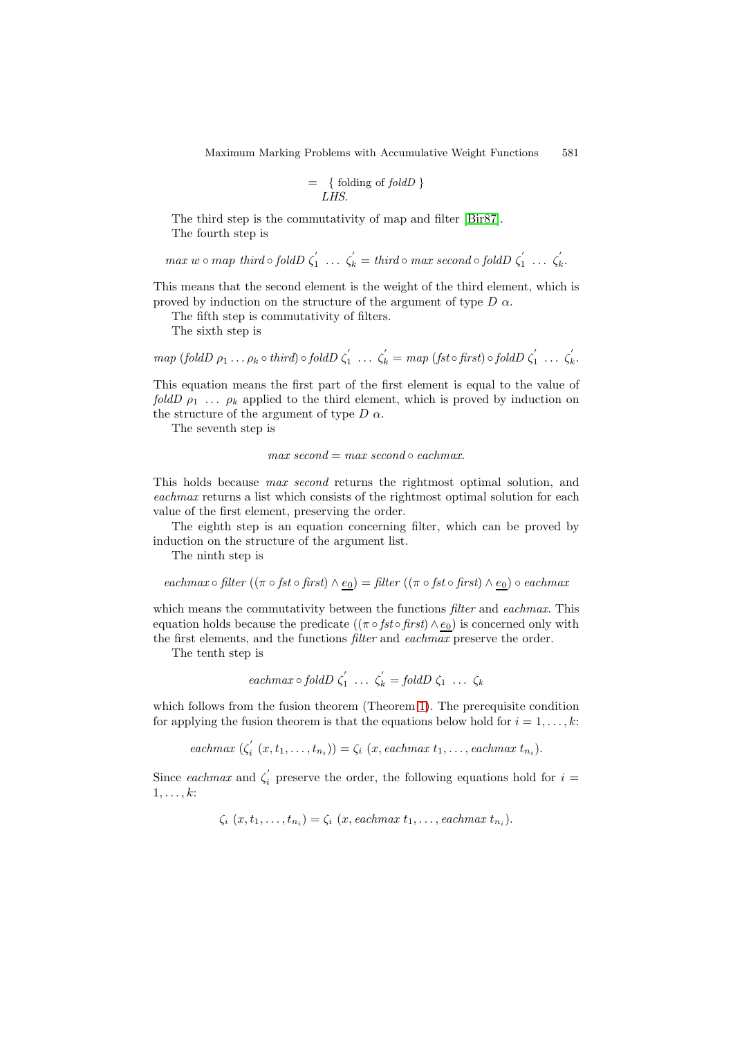$$= \{ \text{ folding of } \mathit{foldD} \}$$
$$\mathit{LHS}.$$

The third step is the commutativity of map and filter [Bir87].

The fourth step is

$$\mathit{max}\ w \circ \mathit{map}\ \mathit{third} \circ \mathit{foldD}\ \zeta_1^{'}\ \ldots\ \zeta_k^{'} = \mathit{third} \circ \mathit{max}\ \mathit{second} \circ \mathit{foldD}\ \zeta_1^{'}\ \ldots\ \zeta_k^{'}.$$

This means that the second element is the weight of the third element, which is proved by induction on the structure of the argument of type $D\ \alpha$.

The fifth step is commutativity of filters.

The sixth step is

$$\mathit{map}\ (\mathit{foldD}\ \rho_1 \ldots \rho_k \circ \mathit{third}) \circ \mathit{foldD}\ \zeta_1^{'}\ \ldots\ \zeta_k^{'} = \mathit{map}\ (\mathit{fst} \circ \mathit{first}) \circ \mathit{foldD}\ \zeta_1^{'}\ \ldots\ \zeta_k^{'}.$$

This equation means the first part of the first element is equal to the value of $\mathit{foldD}\ \rho_1\ \ldots\ \rho_k$ applied to the third element, which is proved by induction on the structure of the argument of type $D\ \alpha$.

The seventh step is

$$\mathit{max}\ \mathit{second} = \mathit{max}\ \mathit{second} \circ \mathit{eachmax}.$$

This holds because *max second* returns the rightmost optimal solution, and *eachmax* returns a list which consists of the rightmost optimal solution for each value of the first element, preserving the order.

The eighth step is an equation concerning filter, which can be proved by induction on the structure of the argument list.

The ninth step is

$$\mathit{eachmax} \circ \mathit{filter}\ ((\pi \circ \mathit{fst} \circ \mathit{first}) \wedge \underline{e_0}) = \mathit{filter}\ ((\pi \circ \mathit{fst} \circ \mathit{first}) \wedge \underline{e_0}) \circ \mathit{eachmax}$$

which means the commutativity between the functions *filter* and *eachmax*. This equation holds because the predicate $((\pi \circ \mathit{fst} \circ \mathit{first}) \wedge \underline{e_0})$ is concerned only with the first elements, and the functions *filter* and *eachmax* preserve the order.

The tenth step is

$$\mathit{eachmax} \circ \mathit{foldD}\ \zeta_1^{'}\ \ldots\ \zeta_k^{'} = \mathit{foldD}\ \zeta_1\ \ldots\ \zeta_k$$

which follows from the fusion theorem (Theorem 1). The prerequisite condition for applying the fusion theorem is that the equations below hold for $i = 1, \ldots, k$:

$$\mathit{eachmax}\ (\zeta_i^{'}\ (x, t_1, \ldots, t_{n_i})) = \zeta_i\ (x, \mathit{eachmax}\ t_1, \ldots, \mathit{eachmax}\ t_{n_i}).$$

Since *eachmax* and $\zeta_i^{'}$ preserve the order, the following equations hold for $i = 1, \ldots, k$:

$$\zeta_i\ (x, t_1, \ldots, t_{n_i}) = \zeta_i\ (x, \mathit{eachmax}\ t_1, \ldots, \mathit{eachmax}\ t_{n_i}).$$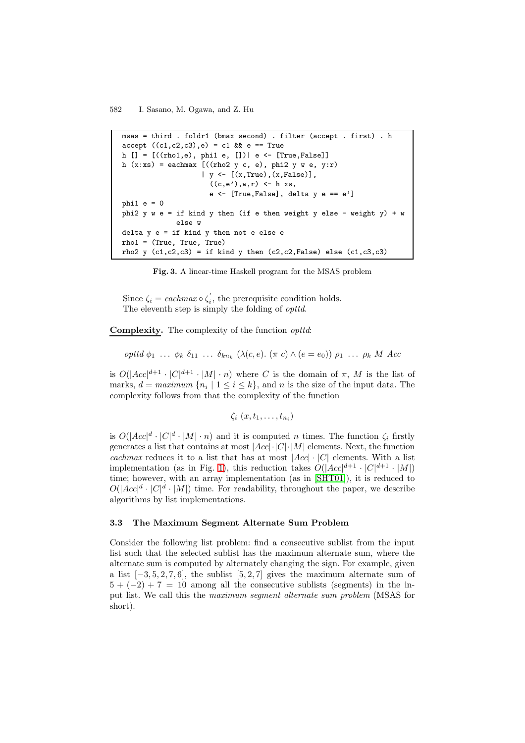```
msas = third . foldr1 (bmax second) . filter (accept . first) . h
accept ((c1,c2,c3),e) = c1 && e == True
h [] = [((rho1,e), phi1 e, [])| e <- [True,False]]
h (x:xs) = eachmax [((rho2 y c, e), phi2 y w e, y:r)
                  | y <- [(x,True),(x,False)],
                    ((c,e'),w,r) <- h xs,
                    e <- [True,False], delta y e == e']
phi1 e = 0
phi2 y w e = if kind y then (if e then weight y else - weight y) + w
             else w
delta y e = if kind y then not e else e
rho1 = (True, True, True)
rho2 y (c1,c2,c3) = if kind y then (c2,c2,False) else (c1,c3,c3)
```

**Fig. 3.** A linear-time Haskell program for the MSAS problem

Since $\zeta_i = eachmax \circ \zeta_i^{'}$, the prerequisite condition holds.
The eleventh step is simply the folding of *opttd*.

**Complexity.** The complexity of the function *opttd*:

$$opttd\ \phi_1\ \ldots\ \phi_k\ \delta_{11}\ \ldots\ \delta_{kn_k}\ (\lambda(c, e).\ (\pi\ c) \wedge (e = e_0))\ \rho_1\ \ldots\ \rho_k\ M\ Acc$$

is $O(|Acc|^{d+1} \cdot |C|^{d+1} \cdot |M| \cdot n)$ where $C$ is the domain of $\pi$, $M$ is the list of marks, $d = maximum\ \{n_i \mid 1 \leq i \leq k\}$, and $n$ is the size of the input data. The complexity follows from that the complexity of the function

$$\zeta_i\ (x, t_1, \ldots, t_{n_i})$$

is $O(|Acc|^d \cdot |C|^d \cdot |M| \cdot n)$ and it is computed $n$ times. The function $\zeta_i$ firstly generates a list that contains at most $|Acc| \cdot |C| \cdot |M|$ elements. Next, the function *eachmax* reduces it to a list that has at most $|Acc| \cdot |C|$ elements. With a list implementation (as in Fig. 1), this reduction takes $O(|Acc|^{d+1} \cdot |C|^{d+1} \cdot |M|)$ time; however, with an array implementation (as in [SHT01]), it is reduced to $O(|Acc|^d \cdot |C|^d \cdot |M|)$ time. For readability, throughout the paper, we describe algorithms by list implementations.

### 3.3 The Maximum Segment Alternate Sum Problem

Consider the following list problem: find a consecutive sublist from the input list such that the selected sublist has the maximum alternate sum, where the alternate sum is computed by alternately changing the sign. For example, given a list $[-3, 5, 2, 7, 6]$, the sublist $[5, 2, 7]$ gives the maximum alternate sum of $5 + (-2) + 7 = 10$ among all the consecutive sublists (segments) in the input list. We call this the *maximum segment alternate sum problem* (MSAS for short).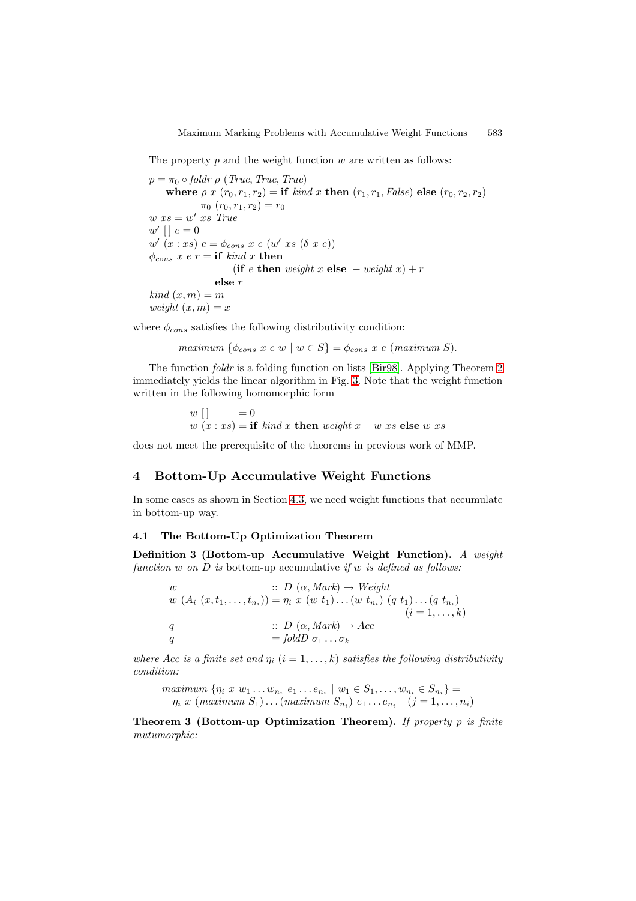The property $p$ and the weight function $w$ are written as follows:

$$
\begin{array}{l}
p = \pi_0 \circ \mathit{foldr}\ \rho\ (\mathit{True}, \mathit{True}, \mathit{True}) \\
\quad \textbf{where}\ \rho\ x\ (r_0, r_1, r_2) = \textbf{if}\ \mathit{kind}\ x\ \textbf{then}\ (r_1, r_1, \mathit{False})\ \textbf{else}\ (r_0, r_2, r_2) \\
\qquad\quad \pi_0\ (r_0, r_1, r_2) = r_0 \\
w\ xs = w'\ xs\ \mathit{True} \\
w'\ [\,]\ e = 0 \\
w'\ (x : xs)\ e = \phi_{cons}\ x\ e\ (w'\ xs\ (\delta\ x\ e)) \\
\phi_{cons}\ x\ e\ r = \textbf{if}\ \mathit{kind}\ x\ \textbf{then} \\
\qquad\qquad\qquad (\textbf{if}\ e\ \textbf{then}\ \mathit{weight}\ x\ \textbf{else}\ -\mathit{weight}\ x) + r \\
\qquad\qquad\quad \textbf{else}\ r \\
\mathit{kind}\ (x, m) = m \\
\mathit{weight}\ (x, m) = x
\end{array}
$$

where $\phi_{cons}$ satisfies the following distributivity condition:

$$\mathit{maximum}\ \{\phi_{cons}\ x\ e\ w \mid w \in S\} = \phi_{cons}\ x\ e\ (\mathit{maximum}\ S).$$

The function *foldr* is a folding function on lists [Bir98]. Applying Theorem 2 immediately yields the linear algorithm in Fig. 3. Note that the weight function written in the following homomorphic form

$$
\begin{array}{ll}
w\ [\,] & = 0 \\
w\ (x : xs) & = \textbf{if}\ \mathit{kind}\ x\ \textbf{then}\ \mathit{weight}\ x - w\ xs\ \textbf{else}\ w\ xs
\end{array}
$$

does not meet the prerequisite of the theorems in previous work of MMP.

## 4 Bottom-Up Accumulative Weight Functions

In some cases as shown in Section 4.3, we need weight functions that accumulate in bottom-up way.

### 4.1 The Bottom-Up Optimization Theorem

**Definition 3 (Bottom-up Accumulative Weight Function).** *A weight function $w$ on $D$ is* bottom-up accumulative *if $w$ is defined as follows:*

$$
\begin{array}{ll}
w & ::\ D\ (\alpha, \mathit{Mark}) \to \mathit{Weight} \\
w\ (A_i\ (x, t_1, \ldots, t_{n_i})) & = \eta_i\ x\ (w\ t_1) \ldots (w\ t_{n_i})\ (q\ t_1) \ldots (q\ t_{n_i}) \\
 & \qquad\qquad\qquad\qquad\qquad (i = 1, \ldots, k) \\
q & ::\ D\ (\alpha, \mathit{Mark}) \to \mathit{Acc} \\
q & = \mathit{foldD}\ \sigma_1 \ldots \sigma_k
\end{array}
$$

*where $\mathit{Acc}$ is a finite set and $\eta_i$ $(i = 1, \ldots, k)$ satisfies the following distributivity condition:*

$$
\begin{array}{l}
\mathit{maximum}\ \{\eta_i\ x\ w_1 \ldots w_{n_i}\ e_1 \ldots e_{n_i} \mid w_1 \in S_1, \ldots, w_{n_i} \in S_{n_i}\} = \\
\quad \eta_i\ x\ (\mathit{maximum}\ S_1) \ldots (\mathit{maximum}\ S_{n_i})\ e_1 \ldots e_{n_i} \quad (j = 1, \ldots, n_i)
\end{array}
$$

**Theorem 3 (Bottom-up Optimization Theorem).** *If property $p$ is finite mutumorphic:*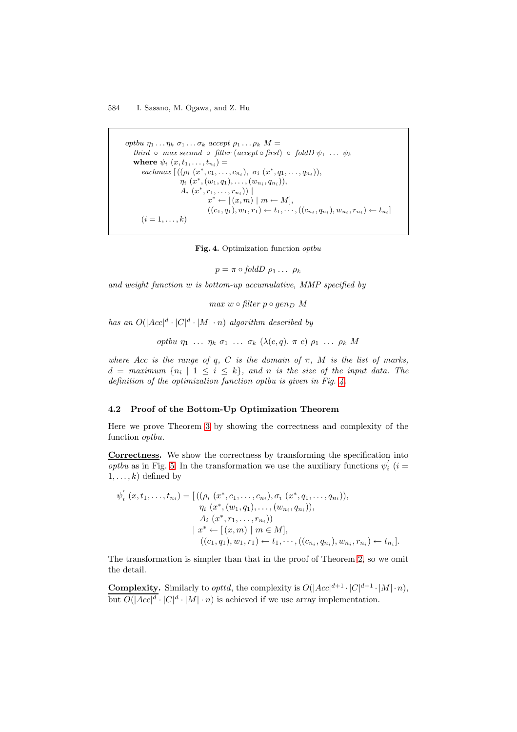$$
\begin{array}{l}
\mathit{optbu}\ \eta_1 \ldots \eta_k\ \sigma_1 \ldots \sigma_k\ \mathit{accept}\ \rho_1 \ldots \rho_k\ M = \\
\quad \mathit{third} \circ \mathit{max}\ \mathit{second} \circ \mathit{filter}\ (\mathit{accept} \circ \mathit{first}) \circ \mathit{foldD}\ \psi_1\ \ldots\ \psi_k \\
\quad \textbf{where}\ \psi_i\ (x, t_1, \ldots, t_{n_i}) = \\
\qquad \mathit{eachmax}\ [\,((\rho_i\ (x^*, c_1, \ldots, c_{n_i}),\ \sigma_i\ (x^*, q_1, \ldots, q_{n_i})), \\
\qquad\qquad \eta_i\ (x^*, (w_1, q_1), \ldots, (w_{n_i}, q_{n_i})), \\
\qquad\qquad A_i\ (x^*, r_1, \ldots, r_{n_i}))\ | \\
\qquad\qquad\quad x^* \leftarrow [\,(x, m) \mid m \leftarrow M], \\
\qquad\qquad\quad ((c_1, q_1), w_1, r_1) \leftarrow t_1, \cdots, ((c_{n_i}, q_{n_i}), w_{n_i}, r_{n_i}) \leftarrow t_{n_i}] \\
\quad (i = 1, \ldots, k)
\end{array}
$$

**Fig. 4.** Optimization function *optbu*

$$p = \pi \circ \mathit{foldD}\ \rho_1 \ldots\ \rho_k$$

*and weight function $w$ is bottom-up accumulative, MMP specified by*

$$\mathit{max}\ w \circ \mathit{filter}\ p \circ \mathit{gen}_D\ M$$

*has an $O(|Acc|^d \cdot |C|^d \cdot |M| \cdot n)$ algorithm described by*

$$\mathit{optbu}\ \eta_1\ \ldots\ \eta_k\ \sigma_1\ \ldots\ \sigma_k\ (\lambda(c, q).\ \pi\ c)\ \rho_1\ \ldots\ \rho_k\ M$$

*where $Acc$ is the range of $q$, $C$ is the domain of $\pi$, $M$ is the list of marks, $d$ = maximum $\{n_i \mid 1 \leq i \leq k\}$, and $n$ is the size of the input data. The definition of the optimization function optbu is given in Fig. 4.*

### 4.2 Proof of the Bottom-Up Optimization Theorem

Here we prove Theorem 3 by showing the correctness and complexity of the function *optbu*.

**Correctness.** We show the correctness by transforming the specification into *optbu* as in Fig. 5. In the transformation we use the auxiliary functions $\psi_i^{'}$ ($i = 1, \ldots, k$) defined by

$$
\begin{array}{rl}
\psi_i^{'}\ (x, t_1, \ldots, t_{n_i}) = & [\,((\rho_i\ (x^*, c_1, \ldots, c_{n_i}), \sigma_i\ (x^*, q_1, \ldots, q_{n_i})), \\
& \quad \eta_i\ (x^*, (w_1, q_1), \ldots, (w_{n_i}, q_{n_i})), \\
& \quad A_i\ (x^*, r_1, \ldots, r_{n_i})) \\
& \mid x^* \leftarrow [\,(x, m) \mid m \in M], \\
& \quad ((c_1, q_1), w_1, r_1) \leftarrow t_1, \cdots, ((c_{n_i}, q_{n_i}), w_{n_i}, r_{n_i}) \leftarrow t_{n_i}].
\end{array}
$$

The transformation is simpler than that in the proof of Theorem 2, so we omit the detail.

**Complexity.** Similarly to *opttd*, the complexity is $O(|Acc|^{d+1} \cdot |C|^{d+1} \cdot |M| \cdot n)$, but $O(|Acc|^d \cdot |C|^d \cdot |M| \cdot n)$ is achieved if we use array implementation.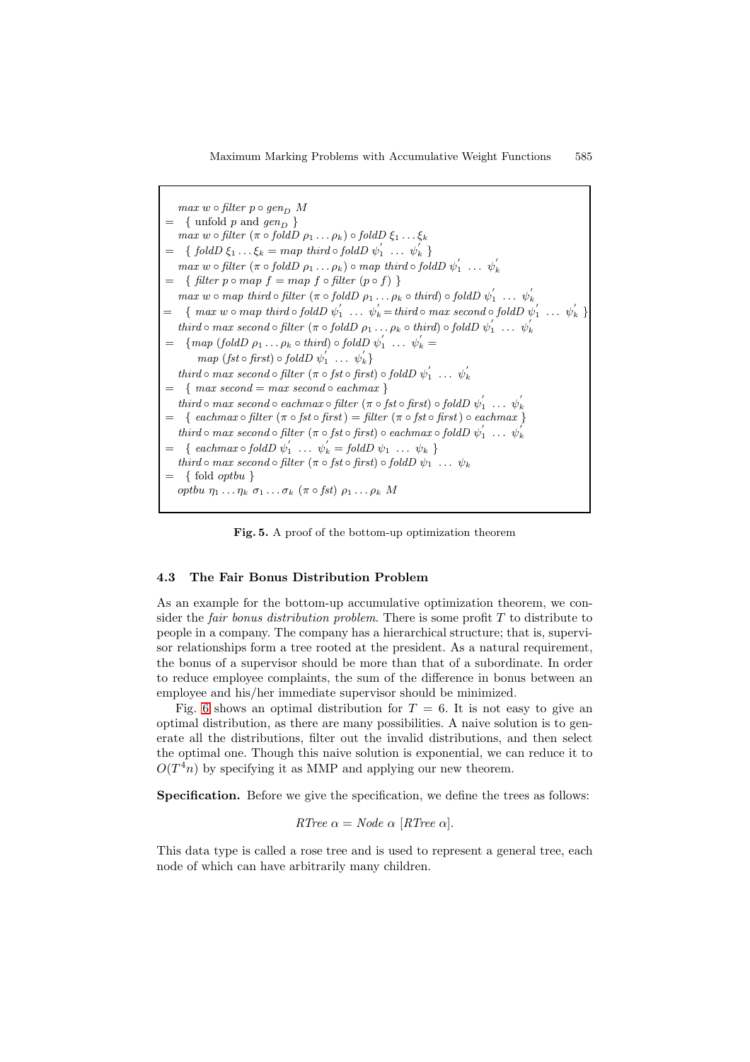$$
\begin{aligned}
& \mathit{max}\ w \circ \mathit{filter}\ p \circ \mathit{gen}_D\ M \\
= \ & \{ \text{ unfold } p \text{ and } \mathit{gen}_D \ \} \\
& \mathit{max}\ w \circ \mathit{filter}\ (\pi \circ \mathit{foldD}\ \rho_1 \ldots \rho_k) \circ \mathit{foldD}\ \xi_1 \ldots \xi_k \\
= \ & \{ \ \mathit{foldD}\ \xi_1 \ldots \xi_k = \mathit{map}\ \mathit{third} \circ \mathit{foldD}\ \psi_1^{'}\ \ldots\ \psi_k^{'} \ \} \\
& \mathit{max}\ w \circ \mathit{filter}\ (\pi \circ \mathit{foldD}\ \rho_1 \ldots \rho_k) \circ \mathit{map}\ \mathit{third} \circ \mathit{foldD}\ \psi_1^{'}\ \ldots\ \psi_k^{'} \\
= \ & \{ \ \mathit{filter}\ p \circ \mathit{map}\ f = \mathit{map}\ f \circ \mathit{filter}\ (p \circ f) \ \} \\
& \mathit{max}\ w \circ \mathit{map}\ \mathit{third} \circ \mathit{filter}\ (\pi \circ \mathit{foldD}\ \rho_1 \ldots \rho_k \circ \mathit{third}) \circ \mathit{foldD}\ \psi_1^{'}\ \ldots\ \psi_k^{'} \\
= \ & \{ \ \mathit{max}\ w \circ \mathit{map}\ \mathit{third} \circ \mathit{foldD}\ \psi_1^{'}\ \ldots\ \psi_k^{'} = \mathit{third} \circ \mathit{max}\ \mathit{second} \circ \mathit{foldD}\ \psi_1^{'}\ \ldots\ \psi_k^{'} \ \} \\
& \mathit{third} \circ \mathit{max}\ \mathit{second} \circ \mathit{filter}\ (\pi \circ \mathit{foldD}\ \rho_1 \ldots \rho_k \circ \mathit{third}) \circ \mathit{foldD}\ \psi_1^{'}\ \ldots\ \psi_k^{'} \\
= \ & \{ \mathit{map}\ (\mathit{foldD}\ \rho_1 \ldots \rho_k \circ \mathit{third}) \circ \mathit{foldD}\ \psi_1^{'}\ \ldots\ \psi_k^{'} = \\
& \quad \mathit{map}\ (\mathit{fst} \circ \mathit{first}) \circ \mathit{foldD}\ \psi_1^{'}\ \ldots\ \psi_k^{'} \} \\
& \mathit{third} \circ \mathit{max}\ \mathit{second} \circ \mathit{filter}\ (\pi \circ \mathit{fst} \circ \mathit{first}) \circ \mathit{foldD}\ \psi_1^{'}\ \ldots\ \psi_k^{'} \\
= \ & \{ \ \mathit{max}\ \mathit{second} = \mathit{max}\ \mathit{second} \circ \mathit{eachmax} \ \} \\
& \mathit{third} \circ \mathit{max}\ \mathit{second} \circ \mathit{eachmax} \circ \mathit{filter}\ (\pi \circ \mathit{fst} \circ \mathit{first}) \circ \mathit{foldD}\ \psi_1^{'}\ \ldots\ \psi_k^{'} \\
= \ & \{ \ \mathit{eachmax} \circ \mathit{filter}\ (\pi \circ \mathit{fst} \circ \mathit{first}) = \mathit{filter}\ (\pi \circ \mathit{fst} \circ \mathit{first}) \circ \mathit{eachmax} \ \} \\
& \mathit{third} \circ \mathit{max}\ \mathit{second} \circ \mathit{filter}\ (\pi \circ \mathit{fst} \circ \mathit{first}) \circ \mathit{eachmax} \circ \mathit{foldD}\ \psi_1^{'}\ \ldots\ \psi_k^{'} \\
= \ & \{ \ \mathit{eachmax} \circ \mathit{foldD}\ \psi_1^{'}\ \ldots\ \psi_k^{'} = \mathit{foldD}\ \psi_1\ \ldots\ \psi_k \ \} \\
& \mathit{third} \circ \mathit{max}\ \mathit{second} \circ \mathit{filter}\ (\pi \circ \mathit{fst} \circ \mathit{first}) \circ \mathit{foldD}\ \psi_1\ \ldots\ \psi_k \\
= \ & \{ \text{ fold } \mathit{optbu} \ \} \\
& \mathit{optbu}\ \eta_1 \ldots \eta_k\ \sigma_1 \ldots \sigma_k\ (\pi \circ \mathit{fst})\ \rho_1 \ldots \rho_k\ M
\end{aligned}
$$

**Fig. 5.** A proof of the bottom-up optimization theorem

### 4.3 The Fair Bonus Distribution Problem

As an example for the bottom-up accumulative optimization theorem, we consider the *fair bonus distribution problem*. There is some profit $T$ to distribute to people in a company. The company has a hierarchical structure; that is, supervisor relationships form a tree rooted at the president. As a natural requirement, the bonus of a supervisor should be more than that of a subordinate. In order to reduce employee complaints, the sum of the difference in bonus between an employee and his/her immediate supervisor should be minimized.

Fig. 6 shows an optimal distribution for $T = 6$. It is not easy to give an optimal distribution, as there are many possibilities. A naive solution is to generate all the distributions, filter out the invalid distributions, and then select the optimal one. Though this naive solution is exponential, we can reduce it to $O(T^4 n)$ by specifying it as MMP and applying our new theorem.

**Specification.** Before we give the specification, we define the trees as follows:

$$\mathit{RTree}\ \alpha = \mathit{Node}\ \alpha\ [\mathit{RTree}\ \alpha].$$

This data type is called a rose tree and is used to represent a general tree, each node of which can have arbitrarily many children.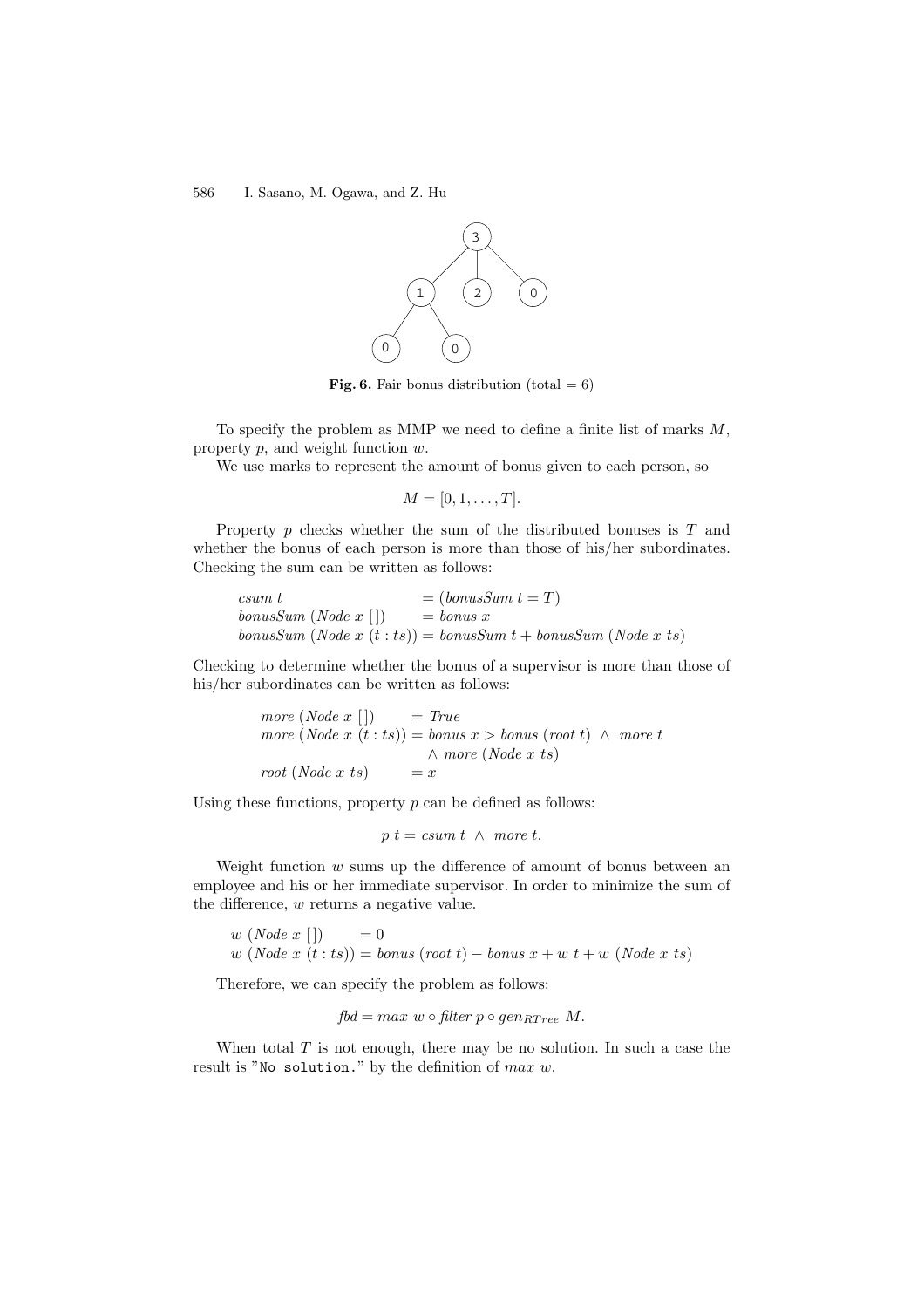**Fig. 6.** Fair bonus distribution (total = 6)

To specify the problem as MMP we need to define a finite list of marks $M$, property $p$, and weight function $w$.

We use marks to represent the amount of bonus given to each person, so

$$M = [0, 1, \ldots, T].$$

Property $p$ checks whether the sum of the distributed bonuses is $T$ and whether the bonus of each person is more than those of his/her subordinates. Checking the sum can be written as follows:

$$\begin{array}{ll}
\mathit{csum}\ t & = (\mathit{bonusSum}\ t = T) \\
\mathit{bonusSum}\ (\mathit{Node}\ x\ [\,]) & = \mathit{bonus}\ x \\
\mathit{bonusSum}\ (\mathit{Node}\ x\ (t : ts)) & = \mathit{bonusSum}\ t + \mathit{bonusSum}\ (\mathit{Node}\ x\ ts)
\end{array}$$

Checking to determine whether the bonus of a supervisor is more than those of his/her subordinates can be written as follows:

$$\begin{array}{ll}
\mathit{more}\ (\mathit{Node}\ x\ [\,]) & = \mathit{True} \\
\mathit{more}\ (\mathit{Node}\ x\ (t : ts)) & = \mathit{bonus}\ x > \mathit{bonus}\ (\mathit{root}\ t)\ \wedge\ \mathit{more}\ t \\
& \quad \wedge\ \mathit{more}\ (\mathit{Node}\ x\ ts) \\
\mathit{root}\ (\mathit{Node}\ x\ ts) & = x
\end{array}$$

Using these functions, property $p$ can be defined as follows:

$$p\ t = \mathit{csum}\ t\ \wedge\ \mathit{more}\ t.$$

Weight function $w$ sums up the difference of amount of bonus between an employee and his or her immediate supervisor. In order to minimize the sum of the difference, $w$ returns a negative value.

$$\begin{array}{ll}
w\ (\mathit{Node}\ x\ [\,]) & = 0 \\
w\ (\mathit{Node}\ x\ (t : ts)) & = \mathit{bonus}\ (\mathit{root}\ t) - \mathit{bonus}\ x + w\ t + w\ (\mathit{Node}\ x\ ts)
\end{array}$$

Therefore, we can specify the problem as follows:

$$\mathit{fbd} = \mathit{max}\ w \circ \mathit{filter}\ p \circ \mathit{gen}_{RTree}\ M.$$

When total $T$ is not enough, there may be no solution. In such a case the result is "`No solution.`" by the definition of $\mathit{max}\ w$.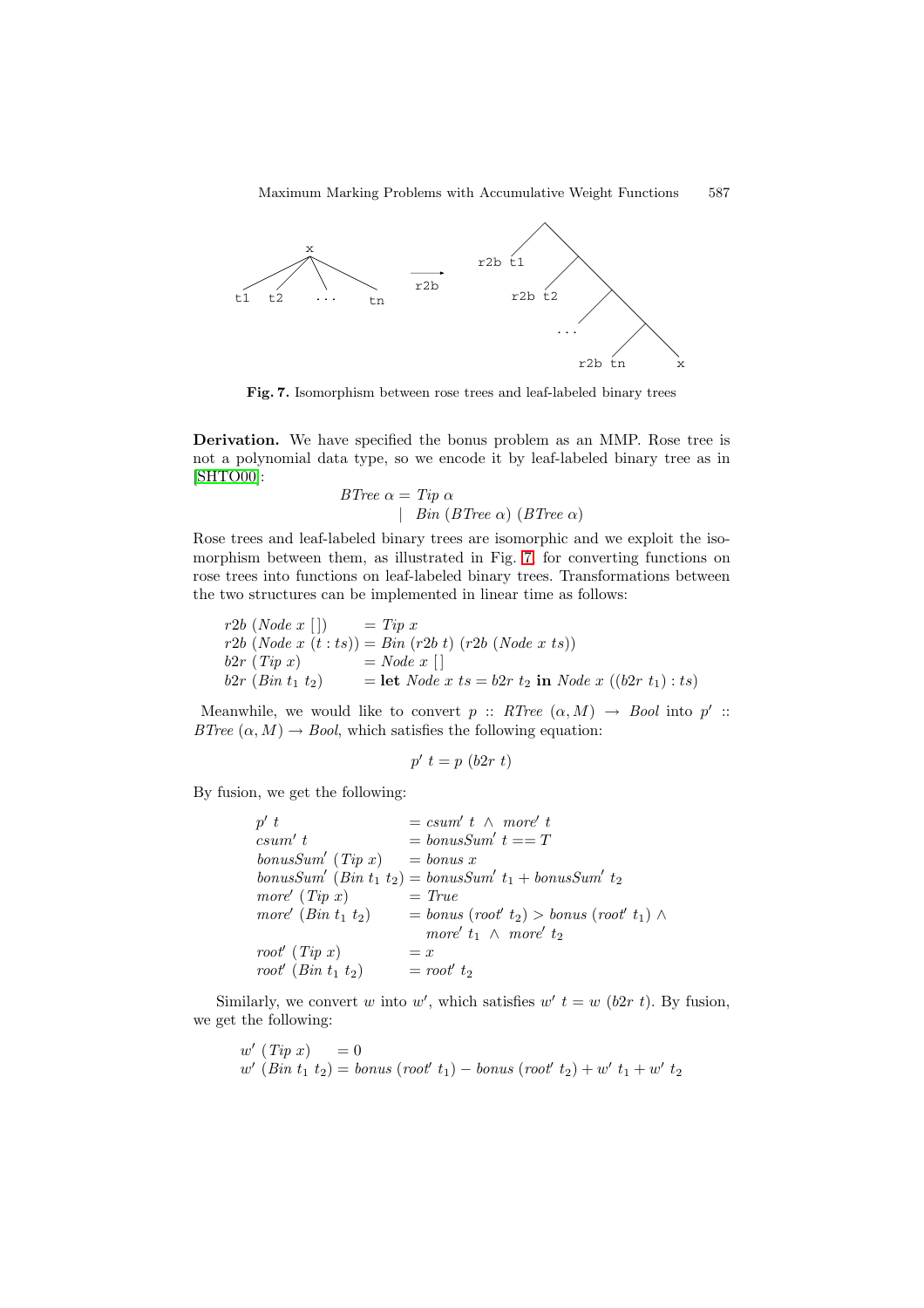**Fig. 7.** Isomorphism between rose trees and leaf-labeled binary trees

**Derivation.** We have specified the bonus problem as an MMP. Rose tree is not a polynomial data type, so we encode it by leaf-labeled binary tree as in [SHTO00]:

$$
\begin{aligned}
\mathit{BTree}\ \alpha &= \mathit{Tip}\ \alpha \\
&\mid\ \mathit{Bin}\ (\mathit{BTree}\ \alpha)\ (\mathit{BTree}\ \alpha)
\end{aligned}
$$

Rose trees and leaf-labeled binary trees are isomorphic and we exploit the isomorphism between them, as illustrated in Fig. 7 for converting functions on rose trees into functions on leaf-labeled binary trees. Transformations between the two structures can be implemented in linear time as follows:

$$
\begin{aligned}
&r2b\ (\mathit{Node}\ x\ [\,]) &&= \mathit{Tip}\ x \\
&r2b\ (\mathit{Node}\ x\ (t : ts)) &&= \mathit{Bin}\ (r2b\ t)\ (r2b\ (\mathit{Node}\ x\ ts)) \\
&b2r\ (\mathit{Tip}\ x) &&= \mathit{Node}\ x\ [\,] \\
&b2r\ (\mathit{Bin}\ t_1\ t_2) &&= \textbf{let}\ \mathit{Node}\ x\ ts = b2r\ t_2\ \textbf{in}\ \mathit{Node}\ x\ ((b2r\ t_1) : ts)
\end{aligned}
$$

Meanwhile, we would like to convert $p :: \mathit{RTree}\ (\alpha, M) \rightarrow \mathit{Bool}$ into $p' :: \mathit{BTree}\ (\alpha, M) \rightarrow \mathit{Bool}$, which satisfies the following equation:

$$
p'\ t = p\ (b2r\ t)
$$

By fusion, we get the following:

$$
\begin{aligned}
&p'\ t &&= \mathit{csum}'\ t\ \wedge\ \mathit{more}'\ t \\
&\mathit{csum}'\ t &&= \mathit{bonusSum}'\ t == T \\
&\mathit{bonusSum}'\ (\mathit{Tip}\ x) &&= \mathit{bonus}\ x \\
&\mathit{bonusSum}'\ (\mathit{Bin}\ t_1\ t_2) &&= \mathit{bonusSum}'\ t_1 + \mathit{bonusSum}'\ t_2 \\
&\mathit{more}'\ (\mathit{Tip}\ x) &&= \mathit{True} \\
&\mathit{more}'\ (\mathit{Bin}\ t_1\ t_2) &&= \mathit{bonus}\ (\mathit{root}'\ t_2) > \mathit{bonus}\ (\mathit{root}'\ t_1)\ \wedge \\
& &&\quad\ \mathit{more}'\ t_1\ \wedge\ \mathit{more}'\ t_2 \\
&\mathit{root}'\ (\mathit{Tip}\ x) &&= x \\
&\mathit{root}'\ (\mathit{Bin}\ t_1\ t_2) &&= \mathit{root}'\ t_2
\end{aligned}
$$

Similarly, we convert $w$ into $w'$, which satisfies $w'\ t = w\ (b2r\ t)$. By fusion, we get the following:

$$
\begin{aligned}
&w'\ (\mathit{Tip}\ x) &&= 0 \\
&w'\ (\mathit{Bin}\ t_1\ t_2) &&= \mathit{bonus}\ (\mathit{root}'\ t_1) - \mathit{bonus}\ (\mathit{root}'\ t_2) + w'\ t_1 + w'\ t_2
\end{aligned}
$$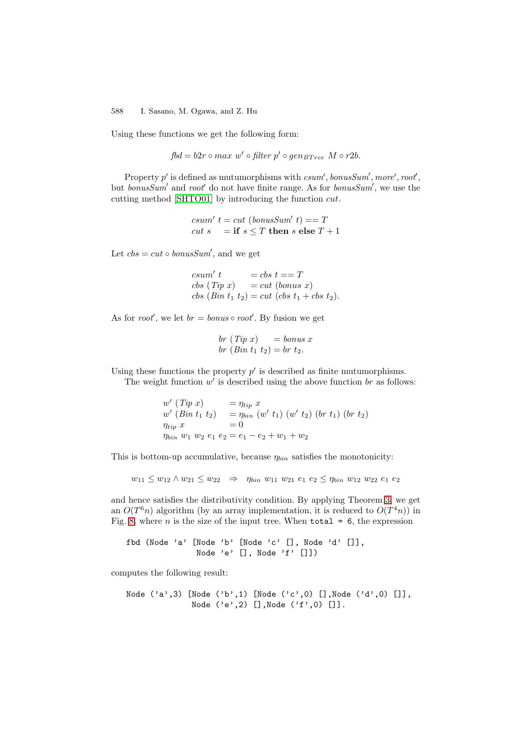Using these functions we get the following form:

$$fbd = b2r \circ max\ w' \circ filter\ p' \circ gen_{BTree}\ M \circ r2b.$$

Property $p'$ is defined as mutumorphisms with $csum'$, $bonusSum'$, $more'$, $root'$, but $bonusSum'$ and $root'$ do not have finite range. As for $bonusSum'$, we use the cutting method [SHTO01] by introducing the function $cut$.

$$\begin{array}{ll} csum'\ t = cut\ (bonusSum'\ t) == T \\ cut\ s \quad = \textbf{if}\ s \leq T\ \textbf{then}\ s\ \textbf{else}\ T + 1 \end{array}$$

Let $cbs = cut \circ bonusSum'$, and we get

$$\begin{array}{ll} csum'\ t & = cbs\ t == T \\ cbs\ (Tip\ x) & = cut\ (bonus\ x) \\ cbs\ (Bin\ t_1\ t_2) & = cut\ (cbs\ t_1 + cbs\ t_2). \end{array}$$

As for $root'$, we let $br = bonus \circ root'$. By fusion we get

$$\begin{array}{ll} br\ (Tip\ x) & = bonus\ x \\ br\ (Bin\ t_1\ t_2) & = br\ t_2. \end{array}$$

Using these functions the property $p'$ is described as finite mutumorphisms.

The weight function $w'$ is described using the above function $br$ as follows:

$$\begin{array}{ll} w'\ (Tip\ x) & = \eta_{tip}\ x \\ w'\ (Bin\ t_1\ t_2) & = \eta_{bin}\ (w'\ t_1)\ (w'\ t_2)\ (br\ t_1)\ (br\ t_2) \\ \eta_{tip}\ x & = 0 \\ \eta_{bin}\ w_1\ w_2\ e_1\ e_2 & = e_1 - e_2 + w_1 + w_2 \end{array}$$

This is bottom-up accumulative, because $\eta_{bin}$ satisfies the monotonicity:

$$w_{11} \leq w_{12} \wedge w_{21} \leq w_{22} \quad \Rightarrow \quad \eta_{bin}\ w_{11}\ w_{21}\ e_1\ e_2 \leq \eta_{bin}\ w_{12}\ w_{22}\ e_1\ e_2$$

and hence satisfies the distributivity condition. By applying Theorem 3, we get an $O(T^6 n)$ algorithm (by an array implementation, it is reduced to $O(T^4 n)$) in Fig. 8, where $n$ is the size of the input tree. When `total = 6`, the expression

```
fbd (Node 'a' [Node 'b' [Node 'c' [], Node 'd' []],
               Node 'e' [], Node 'f' []])
```

computes the following result:

```
Node ('a',3) [Node ('b',1) [Node ('c',0) [],Node ('d',0) []],
              Node ('e',2) [],Node ('f',0) []].
```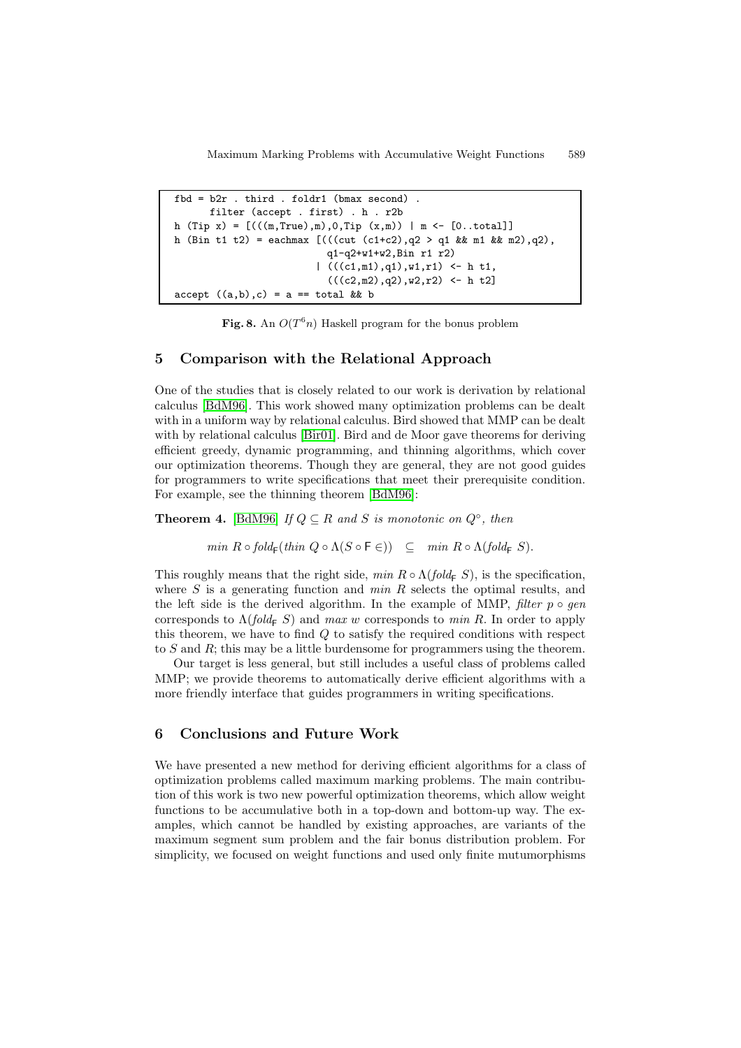```
fbd = b2r . third . foldr1 (bmax second) .
      filter (accept . first) . h . r2b
h (Tip x) = [(((m,True),m),0,Tip (x,m)) | m <- [0..total]]
h (Bin t1 t2) = eachmax [(((cut (c1+c2),q2 > q1 && m1 && m2),q2),
                          q1-q2+w1+w2,Bin r1 r2)
                        | (((c1,m1),q1),w1,r1) <- h t1,
                          (((c2,m2),q2),w2,r2) <- h t2]
accept ((a,b),c) = a == total && b
```

**Fig. 8.** An $O(T^6 n)$ Haskell program for the bonus problem

## 5 Comparison with the Relational Approach

One of the studies that is closely related to our work is derivation by relational calculus [BdM96]. This work showed many optimization problems can be dealt with in a uniform way by relational calculus. Bird showed that MMP can be dealt with by relational calculus [Bir01]. Bird and de Moor gave theorems for deriving efficient greedy, dynamic programming, and thinning algorithms, which cover our optimization theorems. Though they are general, they are not good guides for programmers to write specifications that meet their prerequisite condition. For example, see the thinning theorem [BdM96]:

**Theorem 4.** [BdM96] *If $Q \subseteq R$ and $S$ is monotonic on $Q^\circ$, then*

$$\mathit{min}\ R \circ \mathit{fold}_\mathsf{F}(\mathit{thin}\ Q \circ \Lambda(S \circ \mathsf{F} \in)) \quad \subseteq \quad \mathit{min}\ R \circ \Lambda(\mathit{fold}_\mathsf{F}\ S).$$

This roughly means that the right side, $\mathit{min}\ R \circ \Lambda(\mathit{fold}_\mathsf{F}\ S)$, is the specification, where $S$ is a generating function and $\mathit{min}\ R$ selects the optimal results, and the left side is the derived algorithm. In the example of MMP, $\mathit{filter}\ p \circ \mathit{gen}$ corresponds to $\Lambda(\mathit{fold}_\mathsf{F}\ S)$ and $\mathit{max}\ w$ corresponds to $\mathit{min}\ R$. In order to apply this theorem, we have to find $Q$ to satisfy the required conditions with respect to $S$ and $R$; this may be a little burdensome for programmers using the theorem.

Our target is less general, but still includes a useful class of problems called MMP; we provide theorems to automatically derive efficient algorithms with a more friendly interface that guides programmers in writing specifications.

## 6 Conclusions and Future Work

We have presented a new method for deriving efficient algorithms for a class of optimization problems called maximum marking problems. The main contribution of this work is two new powerful optimization theorems, which allow weight functions to be accumulative both in a top-down and bottom-up way. The examples, which cannot be handled by existing approaches, are variants of the maximum segment sum problem and the fair bonus distribution problem. For simplicity, we focused on weight functions and used only finite mutumorphisms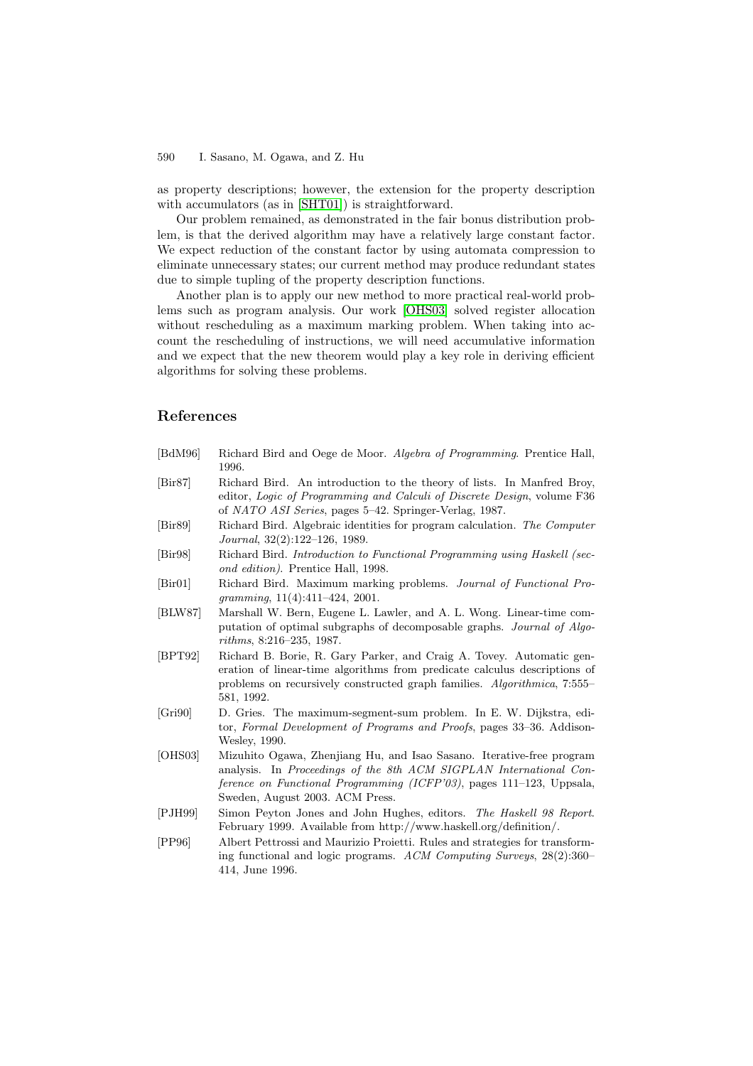as property descriptions; however, the extension for the property description with accumulators (as in [SHT01]) is straightforward.

Our problem remained, as demonstrated in the fair bonus distribution problem, is that the derived algorithm may have a relatively large constant factor. We expect reduction of the constant factor by using automata compression to eliminate unnecessary states; our current method may produce redundant states due to simple tupling of the property description functions.

Another plan is to apply our new method to more practical real-world problems such as program analysis. Our work [OHS03] solved register allocation without rescheduling as a maximum marking problem. When taking into account the rescheduling of instructions, we will need accumulative information and we expect that the new theorem would play a key role in deriving efficient algorithms for solving these problems.

## References

- [BdM96] Richard Bird and Oege de Moor. *Algebra of Programming*. Prentice Hall, 1996.
- [Bir87] Richard Bird. An introduction to the theory of lists. In Manfred Broy, editor, *Logic of Programming and Calculi of Discrete Design*, volume F36 of *NATO ASI Series*, pages 5–42. Springer-Verlag, 1987.
- [Bir89] Richard Bird. Algebraic identities for program calculation. *The Computer Journal*, 32(2):122–126, 1989.
- [Bir98] Richard Bird. *Introduction to Functional Programming using Haskell (second edition)*. Prentice Hall, 1998.
- [Bir01] Richard Bird. Maximum marking problems. *Journal of Functional Programming*, 11(4):411–424, 2001.
- [BLW87] Marshall W. Bern, Eugene L. Lawler, and A. L. Wong. Linear-time computation of optimal subgraphs of decomposable graphs. *Journal of Algorithms*, 8:216–235, 1987.
- [BPT92] Richard B. Borie, R. Gary Parker, and Craig A. Tovey. Automatic generation of linear-time algorithms from predicate calculus descriptions of problems on recursively constructed graph families. *Algorithmica*, 7:555–581, 1992.
- [Gri90] D. Gries. The maximum-segment-sum problem. In E. W. Dijkstra, editor, *Formal Development of Programs and Proofs*, pages 33–36. Addison-Wesley, 1990.
- [OHS03] Mizuhito Ogawa, Zhenjiang Hu, and Isao Sasano. Iterative-free program analysis. In *Proceedings of the 8th ACM SIGPLAN International Conference on Functional Programming (ICFP'03)*, pages 111–123, Uppsala, Sweden, August 2003. ACM Press.
- [PJH99] Simon Peyton Jones and John Hughes, editors. *The Haskell 98 Report*. February 1999. Available from http://www.haskell.org/definition/.
- [PP96] Albert Pettrossi and Maurizio Proietti. Rules and strategies for transforming functional and logic programs. *ACM Computing Surveys*, 28(2):360–414, June 1996.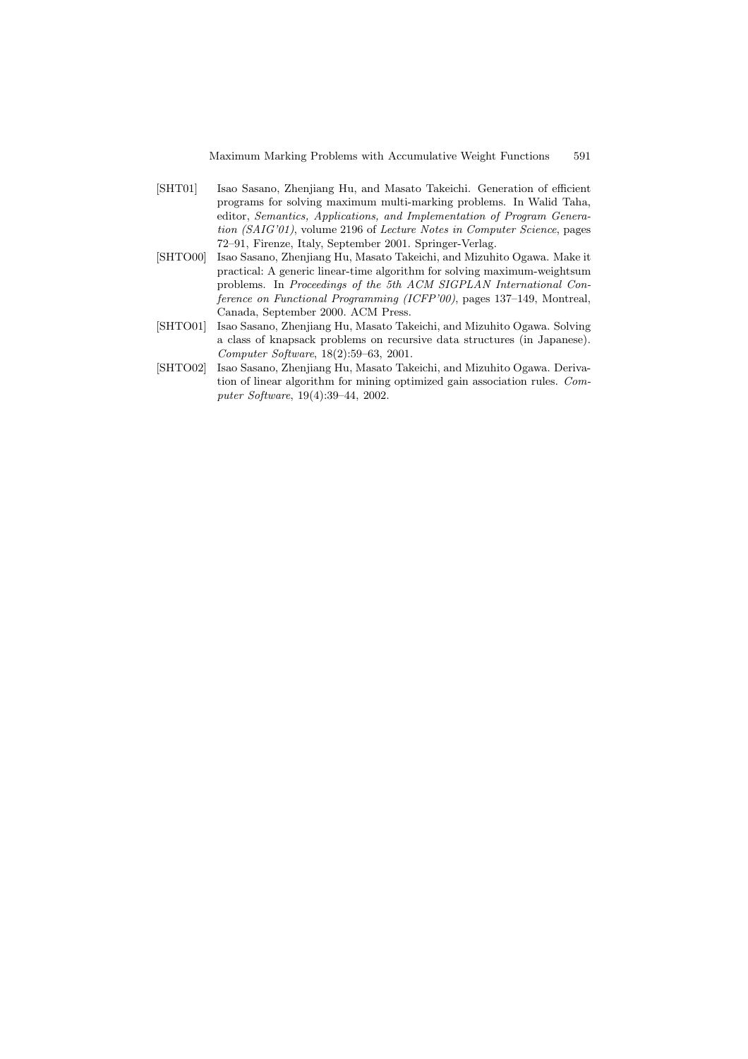[SHT01] Isao Sasano, Zhenjiang Hu, and Masato Takeichi. Generation of efficient programs for solving maximum multi-marking problems. In Walid Taha, editor, *Semantics, Applications, and Implementation of Program Generation (SAIG'01)*, volume 2196 of *Lecture Notes in Computer Science*, pages 72–91, Firenze, Italy, September 2001. Springer-Verlag.

[SHTO00] Isao Sasano, Zhenjiang Hu, Masato Takeichi, and Mizuhito Ogawa. Make it practical: A generic linear-time algorithm for solving maximum-weightsum problems. In *Proceedings of the 5th ACM SIGPLAN International Conference on Functional Programming (ICFP'00)*, pages 137–149, Montreal, Canada, September 2000. ACM Press.

[SHTO01] Isao Sasano, Zhenjiang Hu, Masato Takeichi, and Mizuhito Ogawa. Solving a class of knapsack problems on recursive data structures (in Japanese). *Computer Software*, 18(2):59–63, 2001.

[SHTO02] Isao Sasano, Zhenjiang Hu, Masato Takeichi, and Mizuhito Ogawa. Derivation of linear algorithm for mining optimized gain association rules. *Computer Software*, 19(4):39–44, 2002.